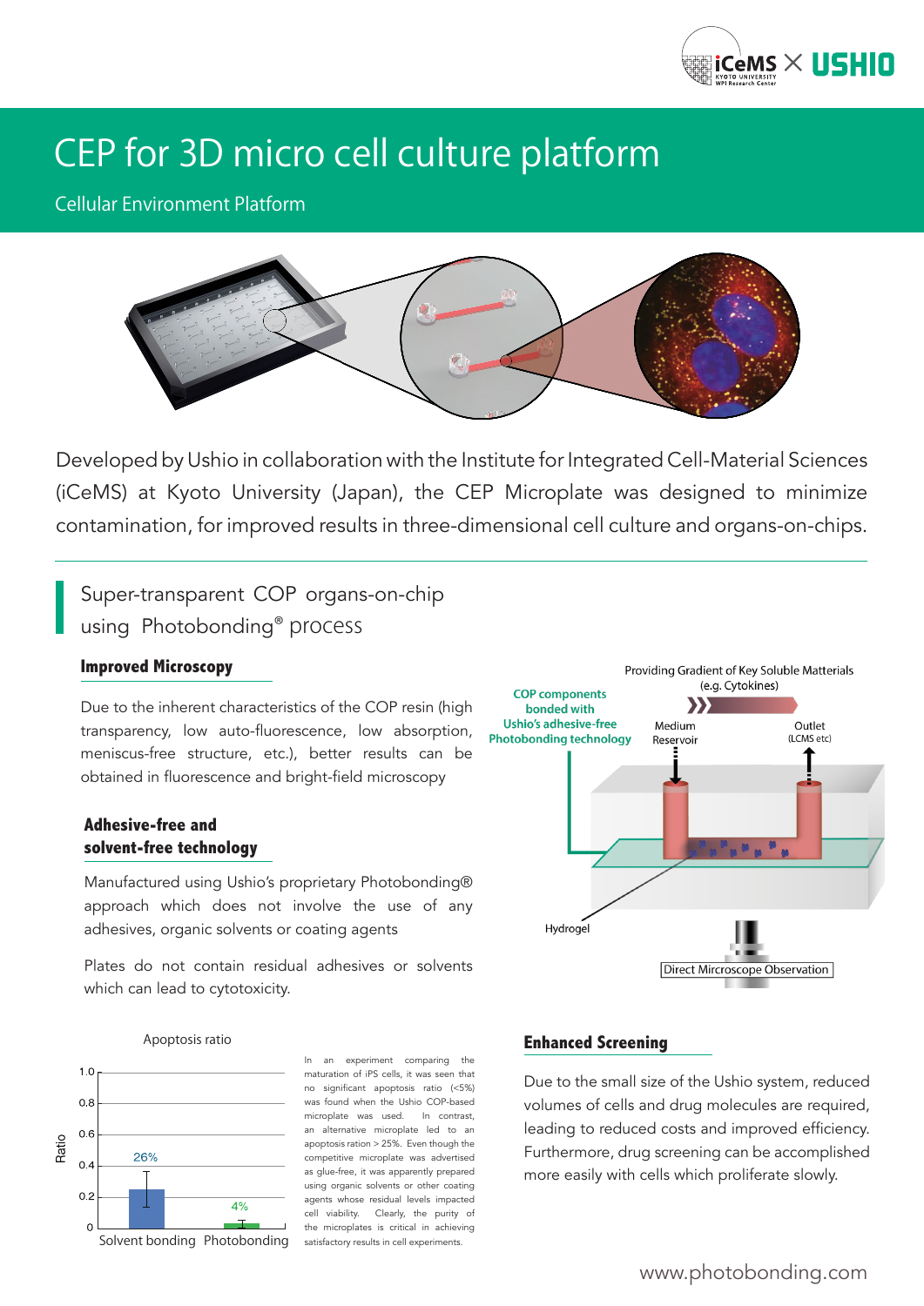# CEP for 3D micro cell culture platform

Cellular Environment Platform

Developed by Ushio in collaboration with the Institute for Integrated Cell-Material Sciences (iCeMS) at Kyoto University (Japan), the CEP Microplate was designed to minimize contamination, for improved results in three-dimensional cell culture and organs-on-chips.

## Super-transparent COP organs-on-chip using Photobonding® process

### Improved Microscopy

Due to the inherent characteristics of the COP resin (high transparency, low auto-fluorescence, low absorption, meniscus-free structure, etc.), better results can be obtained in fluorescence and bright-field microscopy

### Adhesive-free and solvent-free technology

Manufactured using Ushio's proprietary Photobonding® approach which does not involve the use of any adhesives, organic solvents or coating agents

Plates do not contain residual adhesives or solvents which can lead to cytotoxicity.

Apoptosis ratio

| | Ratio |
|---|---|
| Solvent bonding | 26% |
| Photobonding | 4% |

In an experiment comparing the maturation of iPS cells, it was seen that no significant apoptosis ratio (<5%) was found when the Ushio COP-based microplate was used. In contrast, an alternative microplate led to an apoptosis ration > 25%. Even though the competitive microplate was advertised as glue-free, it was apparently prepared using organic solvents or other coating agents whose residual levels impacted cell viability. Clearly, the purity of the microplates is critical in achieving satisfactory results in cell experiments.

Providing Gradient of Key Soluble Matterials (e.g. Cytokines)

COP components bonded with Ushio's adhesive-free Photobonding technology

Medium Reservoir

Outlet (LCMS etc)

Hydrogel

Direct Mircroscope Observation

### Enhanced Screening

Due to the small size of the Ushio system, reduced volumes of cells and drug molecules are required, leading to reduced costs and improved efficiency. Furthermore, drug screening can be accomplished more easily with cells which proliferate slowly.

www.photobonding.com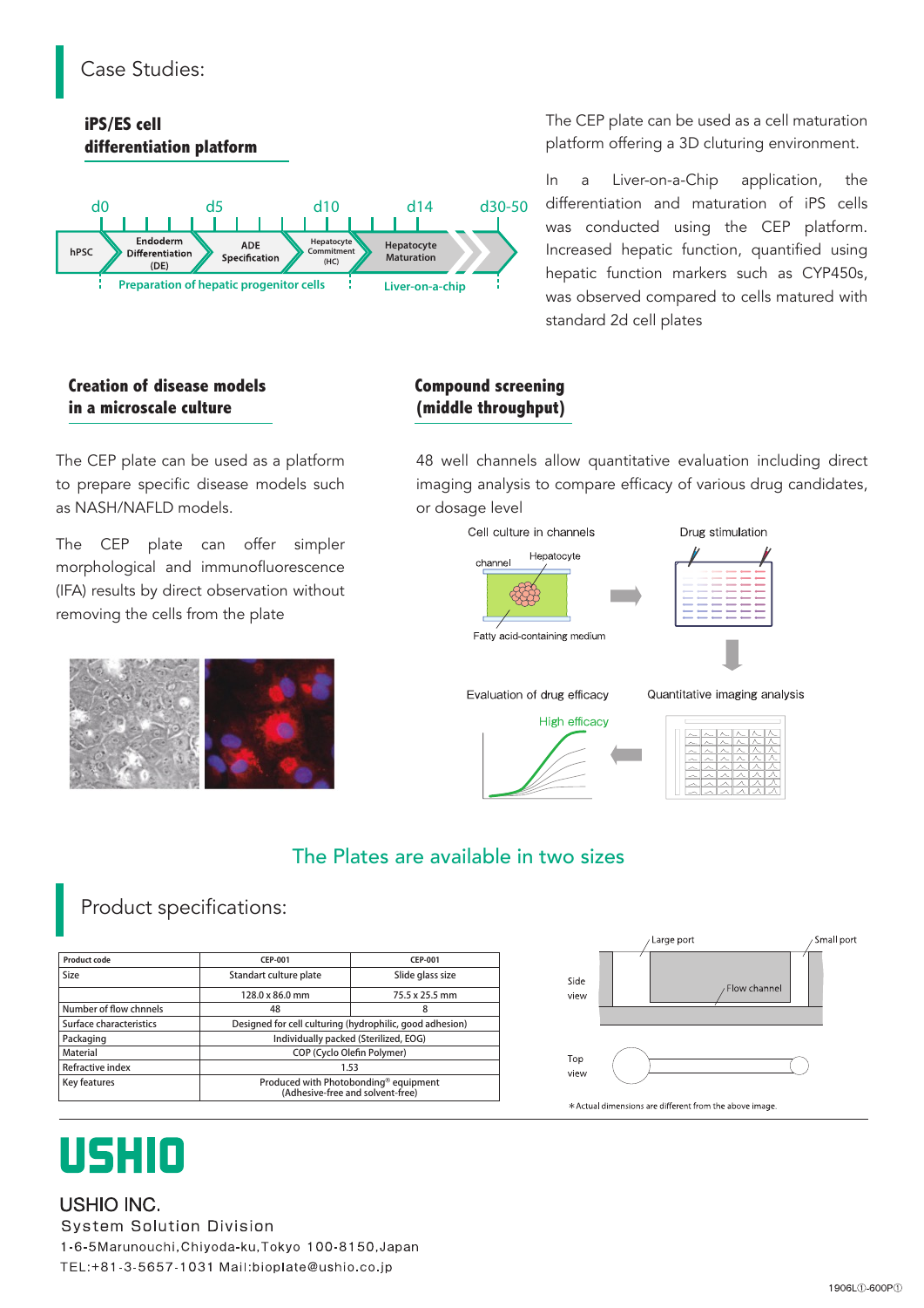## Case Studies:

### iPS/ES cell differentiation platform

d0 d5 d10 d14 d30-50

hPSC

Endoderm Differentiation (DE)

ADE Specification

Hepatocyte Commitment (HC)

Hepatocyte Maturation

Preparation of hepatic progenitor cells

Liver-on-a-chip

The CEP plate can be used as a cell maturation platform offering a 3D cluturing environment.

In a Liver-on-a-Chip application, the differentiation and maturation of iPS cells was conducted using the CEP platform. Increased hepatic function, quantified using hepatic function markers such as CYP450s, was observed compared to cells matured with standard 2d cell plates

### Creation of disease models in a microscale culture

The CEP plate can be used as a platform to prepare specific disease models such as NASH/NAFLD models.

The CEP plate can offer simpler morphological and immunofluorescence (IFA) results by direct observation without removing the cells from the plate

### Compound screening (middle throughput)

48 well channels allow quantitative evaluation including direct imaging analysis to compare efficacy of various drug candidates, or dosage level

Cell culture in channels

channel

Hepatocyte

Fatty acid-containing medium

Drug stimulation

Quantitative imaging analysis

Evaluation of drug efficacy

High efficacy

The Plates are available in two sizes

## Product specifications:

| Product code | CEP-001 | CEP-001 |
|---|---|---|
| Size | Standart culture plate | Slide glass size |
| | 128.0 x 86.0 mm | 75.5 x 25.5 mm |
| Number of flow chnnels | 48 | 8 |
| Surface characteristics | Designed for cell culturing (hydrophilic, good adhesion) | |
| Packaging | Individually packed (Sterilized, EOG) | |
| Material | COP (Cyclo Olefin Polymer) | |
| Refractive index | 1.53 | |
| Key features | Produced with Photobonding® equipment (Adhesive-free and solvent-free) | |

Side view

Large port

Small port

Flow channel

Top view

＊Actual dimensions are different from the above image.

USHIO

USHIO INC.

System Solution Division

1-6-5Marunouchi,Chiyoda-ku,Tokyo 100-8150,Japan

TEL:+81-3-5657-1031 Mail:bioplate@ushio.co.jp

1906L①-600P①